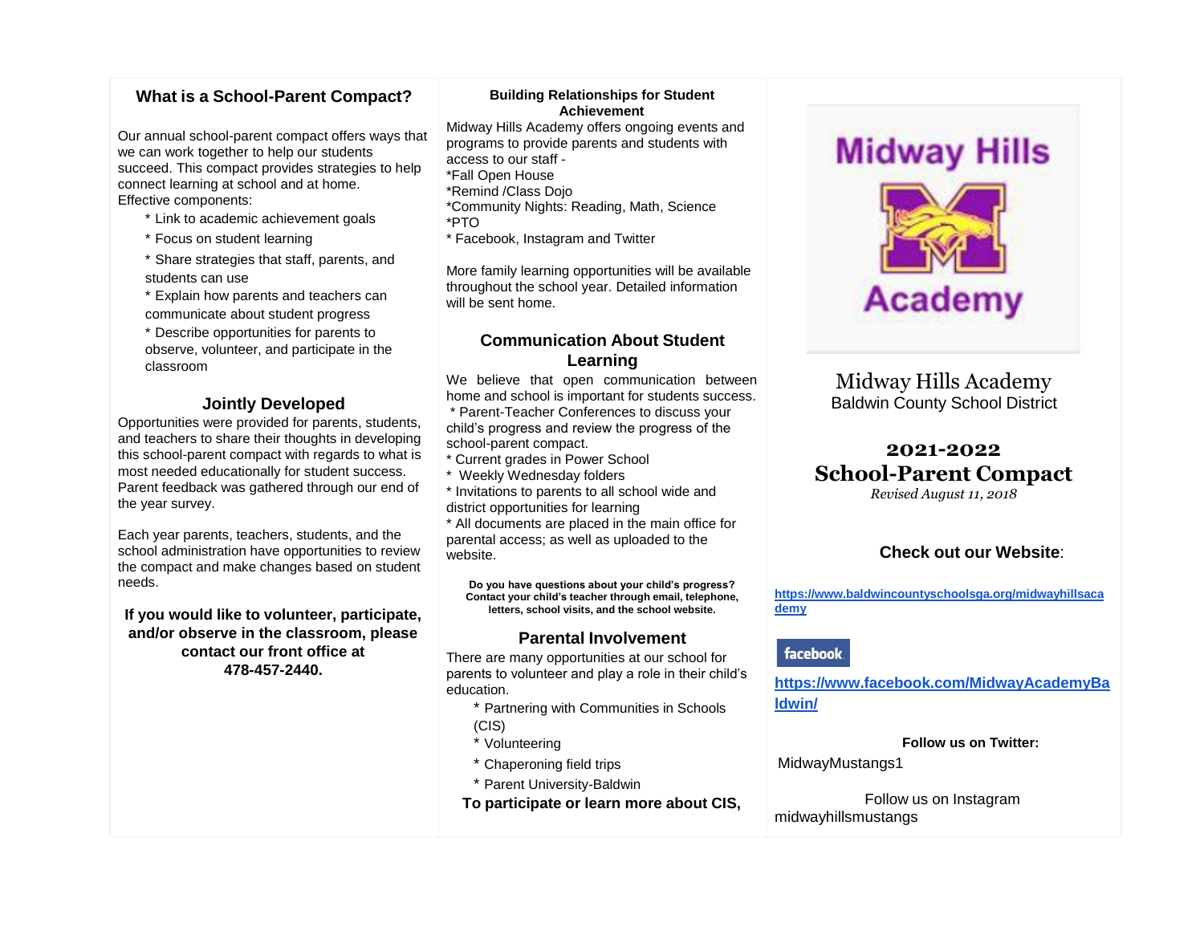## What is a School-Parent Compact?

Our annual school-parent compact offers ways that we can work together to help our students succeed. This compact provides strategies to help connect learning at school and at home.
Effective components:

* Link to academic achievement goals
* Focus on student learning
* Share strategies that staff, parents, and students can use
* Explain how parents and teachers can communicate about student progress
* Describe opportunities for parents to observe, volunteer, and participate in the classroom

## Jointly Developed

Opportunities were provided for parents, students, and teachers to share their thoughts in developing this school-parent compact with regards to what is most needed educationally for student success. Parent feedback was gathered through our end of the year survey.

Each year parents, teachers, students, and the school administration have opportunities to review the compact and make changes based on student needs.

**If you would like to volunteer, participate, and/or observe in the classroom, please contact our front office at 478-457-2440.**

### Building Relationships for Student Achievement

Midway Hills Academy offers ongoing events and programs to provide parents and students with access to our staff -
*Fall Open House
*Remind /Class Dojo
*Community Nights: Reading, Math, Science
*PTO
* Facebook, Instagram and Twitter

More family learning opportunities will be available throughout the school year. Detailed information will be sent home.

## Communication About Student Learning

We believe that open communication between home and school is important for students success.
* Parent-Teacher Conferences to discuss your child's progress and review the progress of the school-parent compact.
* Current grades in Power School
* Weekly Wednesday folders
* Invitations to parents to all school wide and district opportunities for learning
* All documents are placed in the main office for parental access; as well as uploaded to the website.

**Do you have questions about your child's progress? Contact your child's teacher through email, telephone, letters, school visits, and the school website.**

## Parental Involvement

There are many opportunities at our school for parents to volunteer and play a role in their child's education.

* Partnering with Communities in Schools (CIS)
* Volunteering
* Chaperoning field trips
* Parent University-Baldwin

**To participate or learn more about CIS,**

Midway Hills Academy

Midway Hills Academy
Baldwin County School District

# 2021-2022 School-Parent Compact

*Revised August 11, 2018*

**Check out our Website**:

https://www.baldwincountyschoolsga.org/midwayhillsacademy

facebook

https://www.facebook.com/MidwayAcademyBaldwin/

**Follow us on Twitter:**
MidwayMustangs1

Follow us on Instagram
midwayhillsmustangs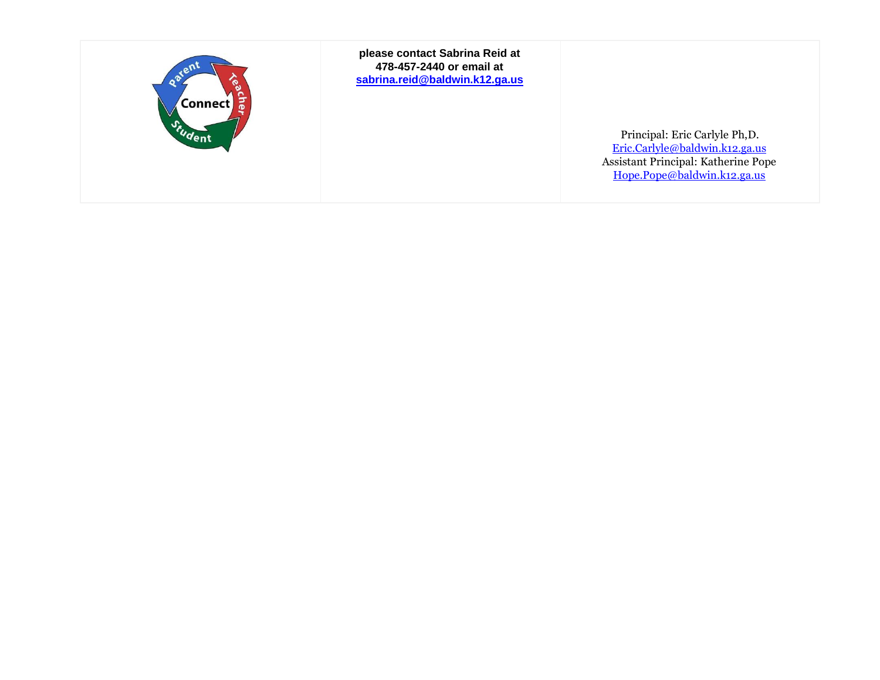| | | |
|---|---|---|
| | **please contact Sabrina Reid at 478-457-2440 or email at [sabrina.reid@baldwin.k12.ga.us](mailto:sabrina.reid@baldwin.k12.ga.us)** | Principal: Eric Carlyle Ph,D.<br>[Eric.Carlyle@baldwin.k12.ga.us](mailto:Eric.Carlyle@baldwin.k12.ga.us)<br>Assistant Principal: Katherine Pope<br>[Hope.Pope@baldwin.k12.ga.us](mailto:Hope.Pope@baldwin.k12.ga.us) |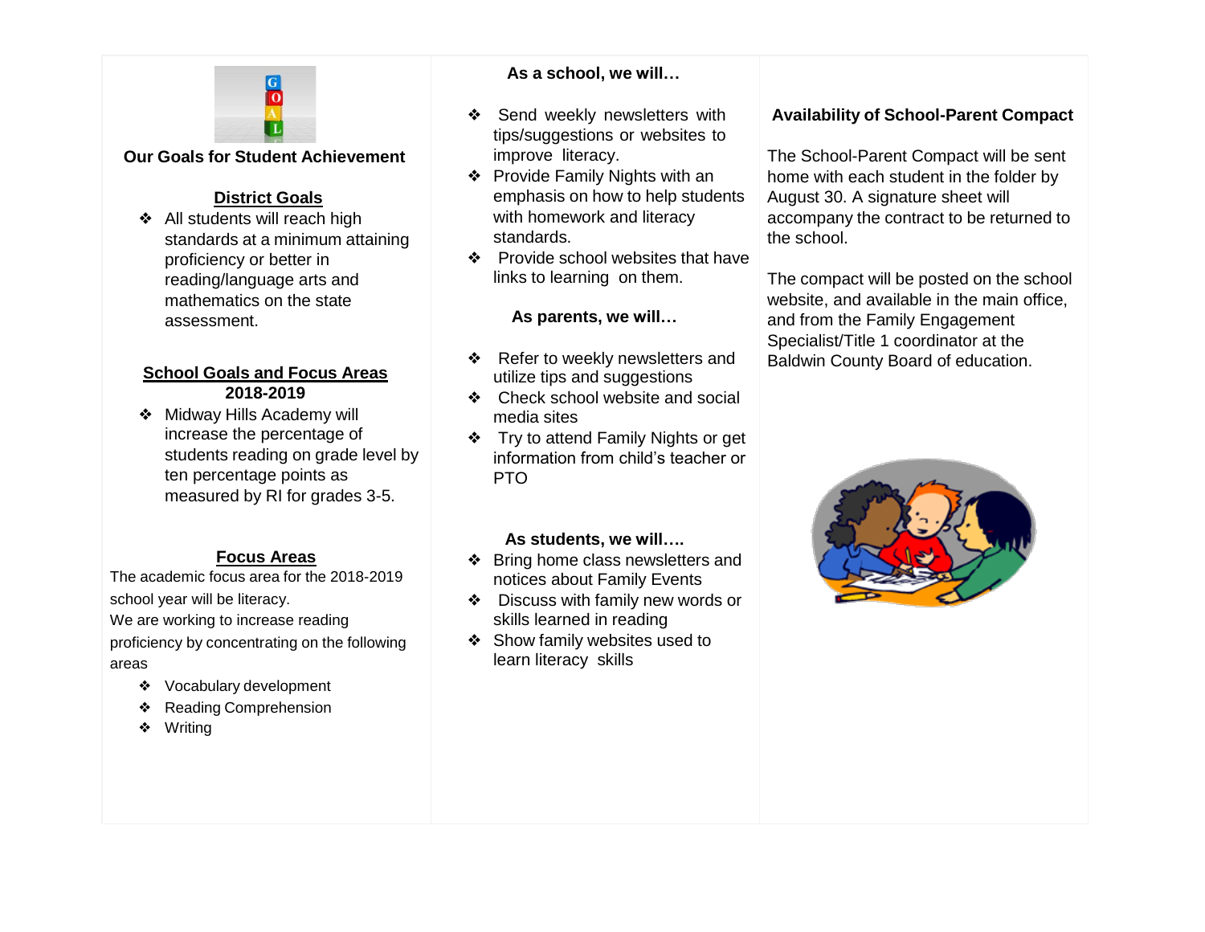## Our Goals for Student Achievement

### District Goals

- All students will reach high standards at a minimum attaining proficiency or better in reading/language arts and mathematics on the state assessment.

### School Goals and Focus Areas 2018-2019

- Midway Hills Academy will increase the percentage of students reading on grade level by ten percentage points as measured by RI for grades 3-5.

### Focus Areas

The academic focus area for the 2018-2019 school year will be literacy.
We are working to increase reading proficiency by concentrating on the following areas

- Vocabulary development
- Reading Comprehension
- Writing

**As a school, we will…**

- Send weekly newsletters with tips/suggestions or websites to improve literacy.
- Provide Family Nights with an emphasis on how to help students with homework and literacy standards.
- Provide school websites that have links to learning on them.

**As parents, we will…**

- Refer to weekly newsletters and utilize tips and suggestions
- Check school website and social media sites
- Try to attend Family Nights or get information from child's teacher or PTO

**As students, we will….**

- Bring home class newsletters and notices about Family Events
- Discuss with family new words or skills learned in reading
- Show family websites used to learn literacy skills

**Availability of School-Parent Compact**

The School-Parent Compact will be sent home with each student in the folder by August 30. A signature sheet will accompany the contract to be returned to the school.

The compact will be posted on the school website, and available in the main office, and from the Family Engagement Specialist/Title 1 coordinator at the Baldwin County Board of education.